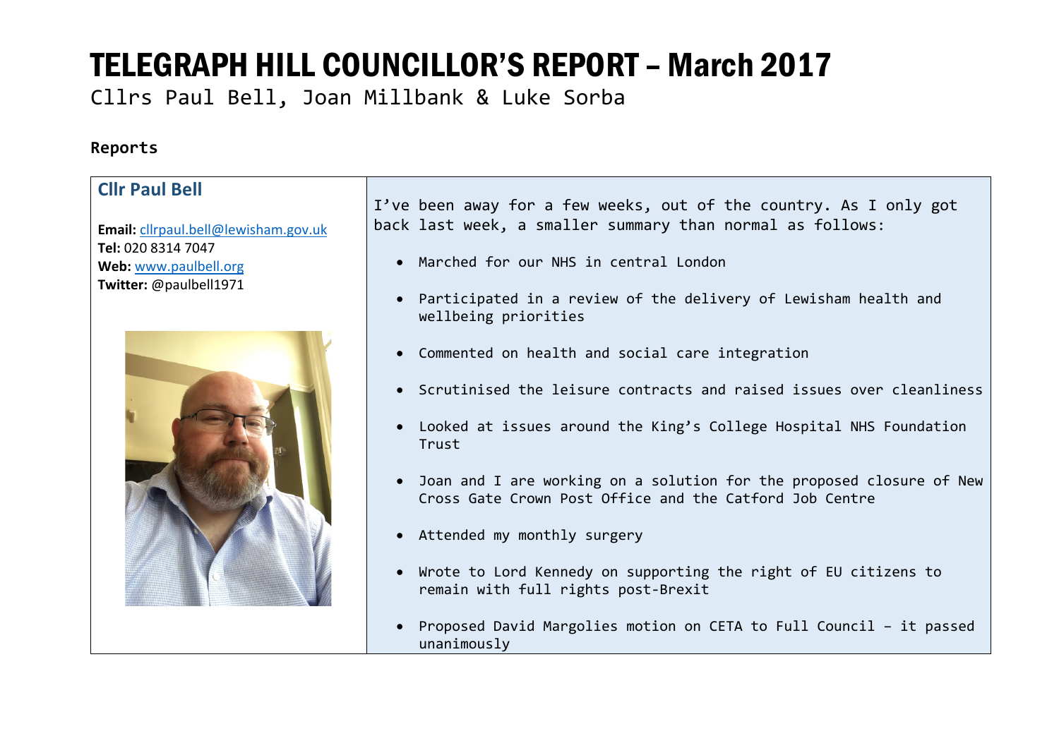# TELEGRAPH HILL COUNCILLOR'S REPORT – March 2017

Cllrs Paul Bell, Joan Millbank & Luke Sorba

**Reports**

| **Cllr Paul Bell**<br><br>**Email:** cllrpaul.bell@lewisham.gov.uk<br>**Tel:** 020 8314 7047<br>**Web:** www.paulbell.org<br>**Twitter:** @paulbell1971 | I've been away for a few weeks, out of the country. As I only got back last week, a smaller summary than normal as follows:<br><br>• Marched for our NHS in central London<br>• Participated in a review of the delivery of Lewisham health and wellbeing priorities<br>• Commented on health and social care integration<br>• Scrutinised the leisure contracts and raised issues over cleanliness<br>• Looked at issues around the King's College Hospital NHS Foundation Trust<br>• Joan and I are working on a solution for the proposed closure of New Cross Gate Crown Post Office and the Catford Job Centre<br>• Attended my monthly surgery<br>• Wrote to Lord Kennedy on supporting the right of EU citizens to remain with full rights post-Brexit<br>• Proposed David Margolies motion on CETA to Full Council – it passed unanimously |
|---|---|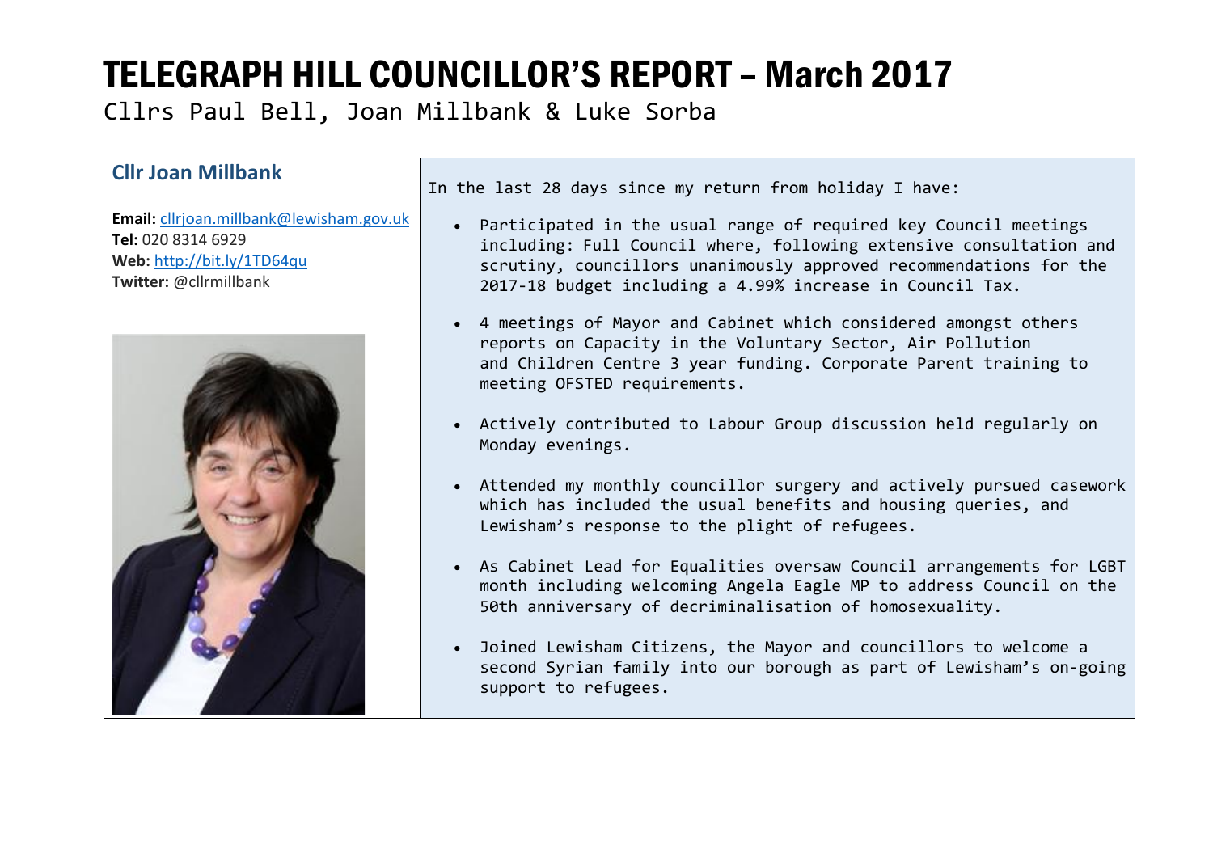# TELEGRAPH HILL COUNCILLOR'S REPORT – March 2017

Cllrs Paul Bell, Joan Millbank & Luke Sorba

## Cllr Joan Millbank

**Email:** cllrjoan.millbank@lewisham.gov.uk
**Tel:** 020 8314 6929
**Web:** http://bit.ly/1TD64qu
**Twitter:** @cllrmillbank

In the last 28 days since my return from holiday I have:

- Participated in the usual range of required key Council meetings including: Full Council where, following extensive consultation and scrutiny, councillors unanimously approved recommendations for the 2017-18 budget including a 4.99% increase in Council Tax.
- 4 meetings of Mayor and Cabinet which considered amongst others reports on Capacity in the Voluntary Sector, Air Pollution and Children Centre 3 year funding. Corporate Parent training to meeting OFSTED requirements.
- Actively contributed to Labour Group discussion held regularly on Monday evenings.
- Attended my monthly councillor surgery and actively pursued casework which has included the usual benefits and housing queries, and Lewisham's response to the plight of refugees.
- As Cabinet Lead for Equalities oversaw Council arrangements for LGBT month including welcoming Angela Eagle MP to address Council on the 50th anniversary of decriminalisation of homosexuality.
- Joined Lewisham Citizens, the Mayor and councillors to welcome a second Syrian family into our borough as part of Lewisham's on-going support to refugees.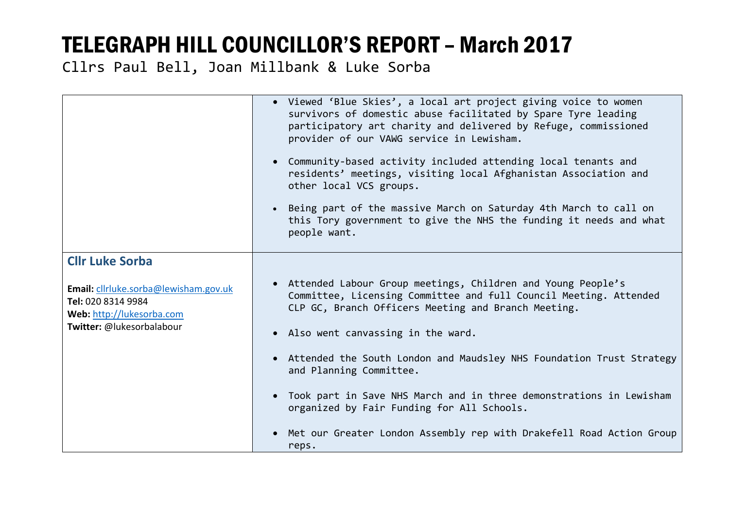# TELEGRAPH HILL COUNCILLOR'S REPORT – March 2017

Cllrs Paul Bell, Joan Millbank & Luke Sorba

| | |
|---|---|
| | • Viewed 'Blue Skies', a local art project giving voice to women survivors of domestic abuse facilitated by Spare Tyre leading participatory art charity and delivered by Refuge, commissioned provider of our VAWG service in Lewisham.<br><br>• Community-based activity included attending local tenants and residents' meetings, visiting local Afghanistan Association and other local VCS groups.<br><br>• Being part of the massive March on Saturday 4th March to call on this Tory government to give the NHS the funding it needs and what people want. |
| **Cllr Luke Sorba**<br><br>**Email:** cllrluke.sorba@lewisham.gov.uk<br>**Tel:** 020 8314 9984<br>**Web:** http://lukesorba.com<br>**Twitter:** @lukesorbalabour | • Attended Labour Group meetings, Children and Young People's Committee, Licensing Committee and full Council Meeting. Attended CLP GC, Branch Officers Meeting and Branch Meeting.<br><br>• Also went canvassing in the ward.<br><br>• Attended the South London and Maudsley NHS Foundation Trust Strategy and Planning Committee.<br><br>• Took part in Save NHS March and in three demonstrations in Lewisham organized by Fair Funding for All Schools.<br><br>• Met our Greater London Assembly rep with Drakefell Road Action Group reps. |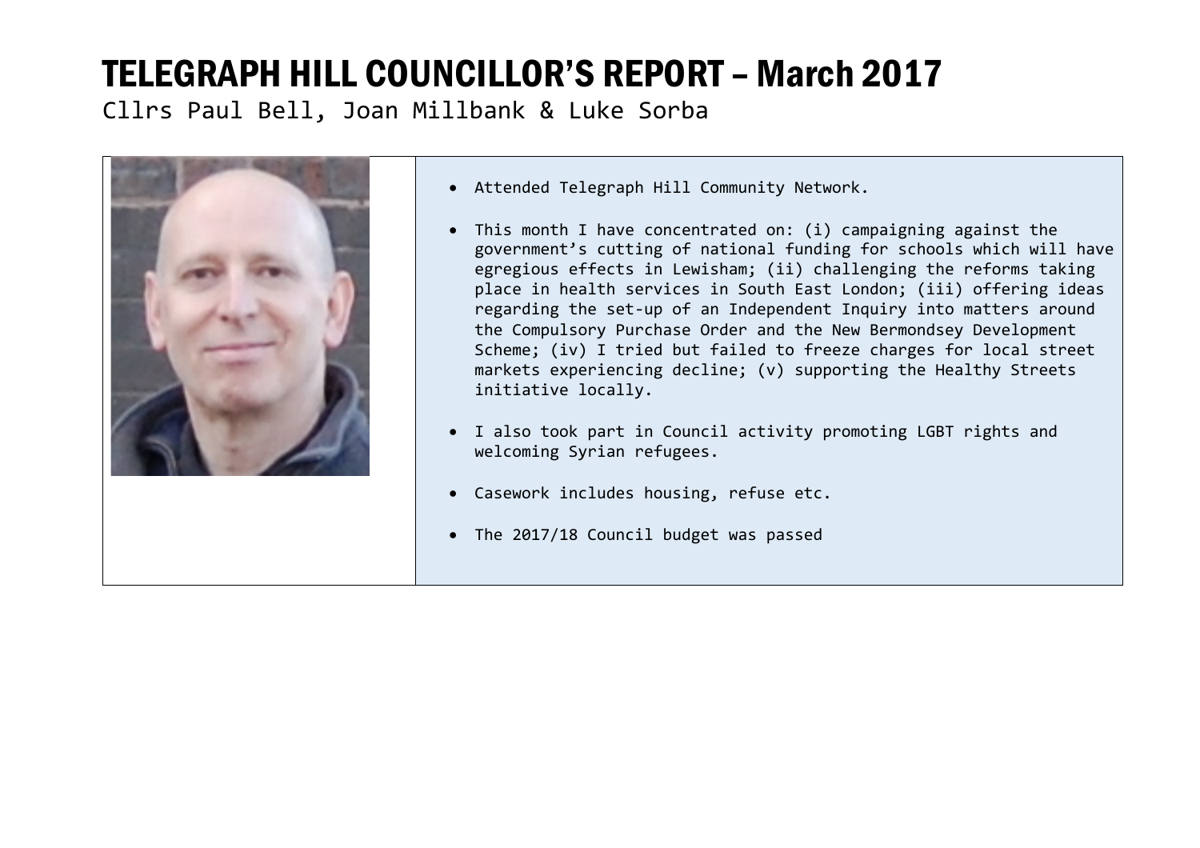# TELEGRAPH HILL COUNCILLOR'S REPORT – March 2017

Cllrs Paul Bell, Joan Millbank & Luke Sorba

- Attended Telegraph Hill Community Network.
- This month I have concentrated on: (i) campaigning against the government's cutting of national funding for schools which will have egregious effects in Lewisham; (ii) challenging the reforms taking place in health services in South East London; (iii) offering ideas regarding the set-up of an Independent Inquiry into matters around the Compulsory Purchase Order and the New Bermondsey Development Scheme; (iv) I tried but failed to freeze charges for local street markets experiencing decline; (v) supporting the Healthy Streets initiative locally.
- I also took part in Council activity promoting LGBT rights and welcoming Syrian refugees.
- Casework includes housing, refuse etc.
- The 2017/18 Council budget was passed